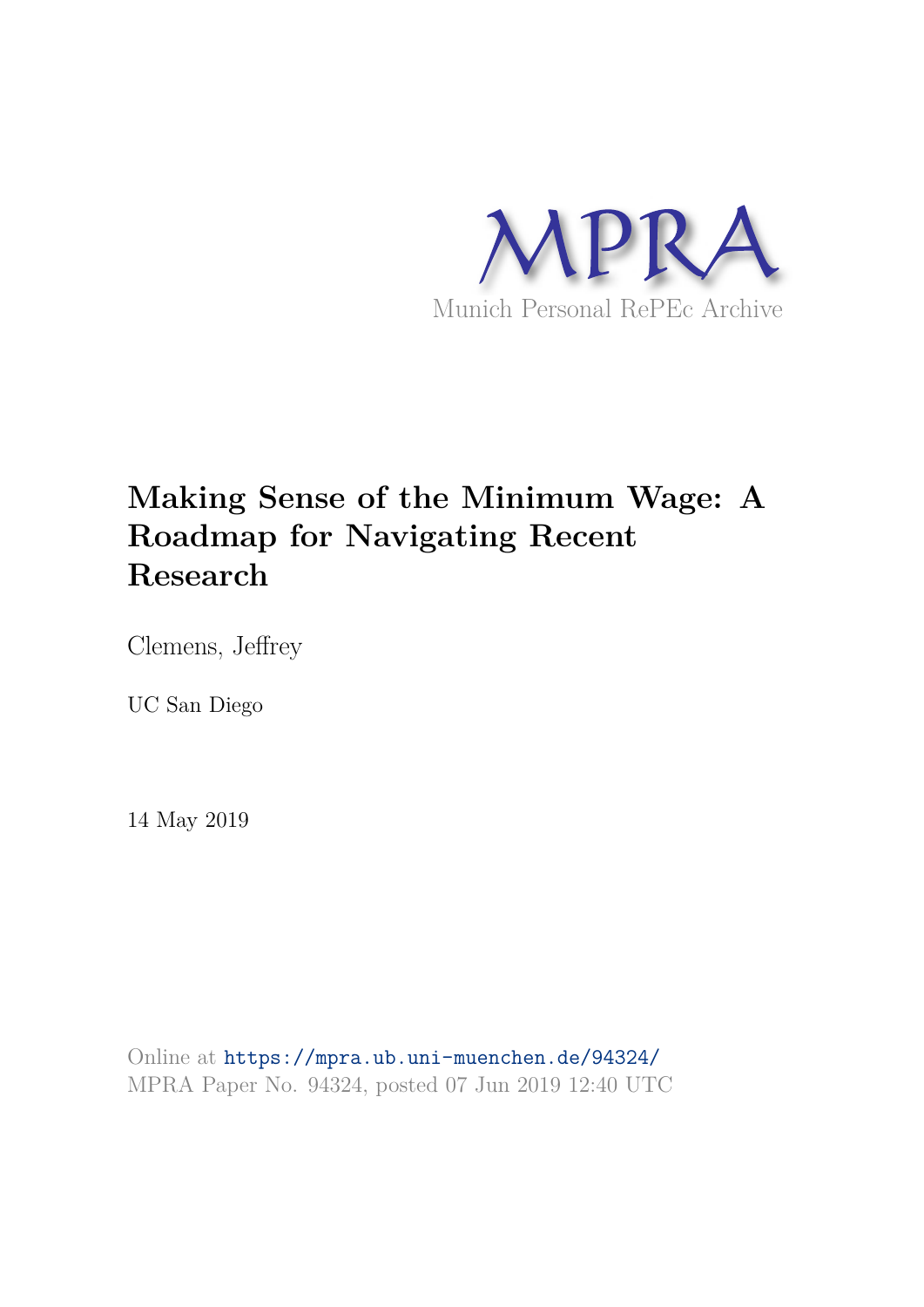MPRA

Munich Personal RePEc Archive

# Making Sense of the Minimum Wage: A Roadmap for Navigating Recent Research

Clemens, Jeffrey

UC San Diego

14 May 2019

Online at https://mpra.ub.uni-muenchen.de/94324/
MPRA Paper No. 94324, posted 07 Jun 2019 12:40 UTC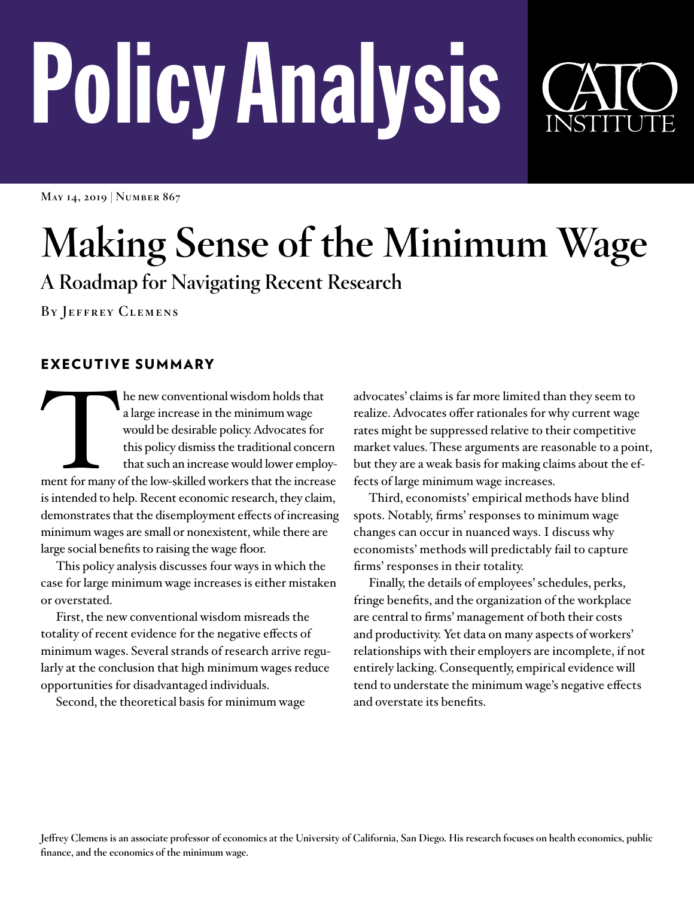// Policy Analysis

**May 14, 2019 | Number 867**

# Making Sense of the Minimum Wage

## A Roadmap for Navigating Recent Research

**By Jeffrey Clemens**

## EXECUTIVE SUMMARY

The new conventional wisdom holds that a large increase in the minimum wage would be desirable policy. Advocates for this policy dismiss the traditional concern that such an increase would lower employment for many of the low-skilled workers that the increase is intended to help. Recent economic research, they claim, demonstrates that the disemployment effects of increasing minimum wages are small or nonexistent, while there are large social benefits to raising the wage floor.

This policy analysis discusses four ways in which the case for large minimum wage increases is either mistaken or overstated.

First, the new conventional wisdom misreads the totality of recent evidence for the negative effects of minimum wages. Several strands of research arrive regularly at the conclusion that high minimum wages reduce opportunities for disadvantaged individuals.

Second, the theoretical basis for minimum wage advocates' claims is far more limited than they seem to realize. Advocates offer rationales for why current wage rates might be suppressed relative to their competitive market values. These arguments are reasonable to a point, but they are a weak basis for making claims about the effects of large minimum wage increases.

Third, economists' empirical methods have blind spots. Notably, firms' responses to minimum wage changes can occur in nuanced ways. I discuss why economists' methods will predictably fail to capture firms' responses in their totality.

Finally, the details of employees' schedules, perks, fringe benefits, and the organization of the workplace are central to firms' management of both their costs and productivity. Yet data on many aspects of workers' relationships with their employers are incomplete, if not entirely lacking. Consequently, empirical evidence will tend to understate the minimum wage's negative effects and overstate its benefits.

**Jeffrey Clemens is an associate professor of economics at the University of California, San Diego. His research focuses on health economics, public finance, and the economics of the minimum wage.**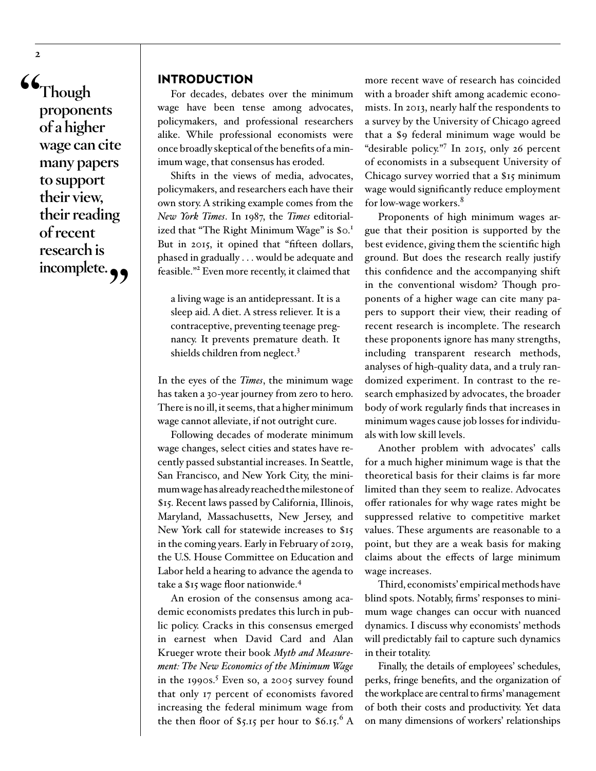> "Though proponents of a higher wage can cite many papers to support their view, their reading of recent research is incomplete."

## INTRODUCTION

For decades, debates over the minimum wage have been tense among advocates, policymakers, and professional researchers alike. While professional economists were once broadly skeptical of the benefits of a minimum wage, that consensus has eroded.

Shifts in the views of media, advocates, policymakers, and researchers each have their own story. A striking example comes from the *New York Times*. In 1987, the *Times* editorialized that "The Right Minimum Wage" is $0.[1] But in 2015, it opined that "fifteen dollars, phased in gradually . . . would be adequate and feasible."[2] Even more recently, it claimed that

> a living wage is an antidepressant. It is a sleep aid. A diet. A stress reliever. It is a contraceptive, preventing teenage pregnancy. It prevents premature death. It shields children from neglect.[3]

In the eyes of the *Times*, the minimum wage has taken a 30-year journey from zero to hero. There is no ill, it seems, that a higher minimum wage cannot alleviate, if not outright cure.

Following decades of moderate minimum wage changes, select cities and states have recently passed substantial increases. In Seattle, San Francisco, and New York City, the minimum wage has already reached the milestone of $15. Recent laws passed by California, Illinois, Maryland, Massachusetts, New Jersey, and New York call for statewide increases to $15 in the coming years. Early in February of 2019, the U.S. House Committee on Education and Labor held a hearing to advance the agenda to take a $15 wage floor nationwide.[4]

An erosion of the consensus among academic economists predates this lurch in public policy. Cracks in this consensus emerged in earnest when David Card and Alan Krueger wrote their book *Myth and Measurement: The New Economics of the Minimum Wage* in the 1990s.[5] Even so, a 2005 survey found that only 17 percent of economists favored increasing the federal minimum wage from the then floor of $5.15 per hour to $6.15.[6] A more recent wave of research has coincided with a broader shift among academic economists. In 2013, nearly half the respondents to a survey by the University of Chicago agreed that a $9 federal minimum wage would be "desirable policy."[7] In 2015, only 26 percent of economists in a subsequent University of Chicago survey worried that a $15 minimum wage would significantly reduce employment for low-wage workers.[8]

Proponents of high minimum wages argue that their position is supported by the best evidence, giving them the scientific high ground. But does the research really justify this confidence and the accompanying shift in the conventional wisdom? Though proponents of a higher wage can cite many papers to support their view, their reading of recent research is incomplete. The research these proponents ignore has many strengths, including transparent research methods, analyses of high-quality data, and a truly randomized experiment. In contrast to the research emphasized by advocates, the broader body of work regularly finds that increases in minimum wages cause job losses for individuals with low skill levels.

Another problem with advocates' calls for a much higher minimum wage is that the theoretical basis for their claims is far more limited than they seem to realize. Advocates offer rationales for why wage rates might be suppressed relative to competitive market values. These arguments are reasonable to a point, but they are a weak basis for making claims about the effects of large minimum wage increases.

Third, economists' empirical methods have blind spots. Notably, firms' responses to minimum wage changes can occur with nuanced dynamics. I discuss why economists' methods will predictably fail to capture such dynamics in their totality.

Finally, the details of employees' schedules, perks, fringe benefits, and the organization of the workplace are central to firms' management of both their costs and productivity. Yet data on many dimensions of workers' relationships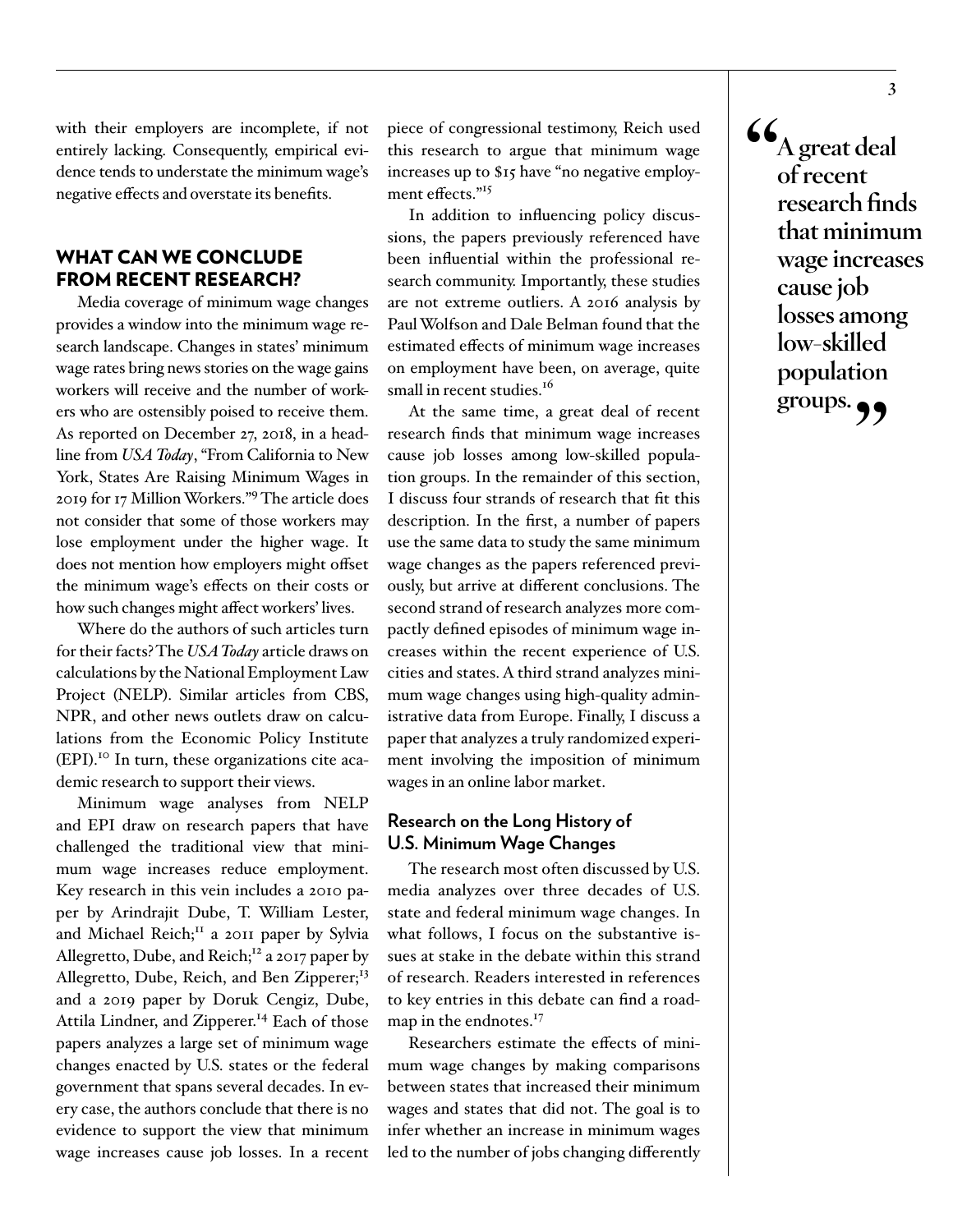with their employers are incomplete, if not entirely lacking. Consequently, empirical evidence tends to understate the minimum wage's negative effects and overstate its benefits.

## WHAT CAN WE CONCLUDE FROM RECENT RESEARCH?

Media coverage of minimum wage changes provides a window into the minimum wage research landscape. Changes in states' minimum wage rates bring news stories on the wage gains workers will receive and the number of workers who are ostensibly poised to receive them. As reported on December 27, 2018, in a headline from *USA Today*, "From California to New York, States Are Raising Minimum Wages in 2019 for 17 Million Workers."[9] The article does not consider that some of those workers may lose employment under the higher wage. It does not mention how employers might offset the minimum wage's effects on their costs or how such changes might affect workers' lives.

Where do the authors of such articles turn for their facts? The *USA Today* article draws on calculations by the National Employment Law Project (NELP). Similar articles from CBS, NPR, and other news outlets draw on calculations from the Economic Policy Institute (EPI).[10] In turn, these organizations cite academic research to support their views.

Minimum wage analyses from NELP and EPI draw on research papers that have challenged the traditional view that minimum wage increases reduce employment. Key research in this vein includes a 2010 paper by Arindrajit Dube, T. William Lester, and Michael Reich;[11] a 2011 paper by Sylvia Allegretto, Dube, and Reich;[12] a 2017 paper by Allegretto, Dube, Reich, and Ben Zipperer;[13] and a 2019 paper by Doruk Cengiz, Dube, Attila Lindner, and Zipperer.[14] Each of those papers analyzes a large set of minimum wage changes enacted by U.S. states or the federal government that spans several decades. In every case, the authors conclude that there is no evidence to support the view that minimum wage increases cause job losses. In a recent piece of congressional testimony, Reich used this research to argue that minimum wage increases up to $15 have "no negative employment effects."[15]

In addition to influencing policy discussions, the papers previously referenced have been influential within the professional research community. Importantly, these studies are not extreme outliers. A 2016 analysis by Paul Wolfson and Dale Belman found that the estimated effects of minimum wage increases on employment have been, on average, quite small in recent studies.[16]

At the same time, a great deal of recent research finds that minimum wage increases cause job losses among low-skilled population groups. In the remainder of this section, I discuss four strands of research that fit this description. In the first, a number of papers use the same data to study the same minimum wage changes as the papers referenced previously, but arrive at different conclusions. The second strand of research analyzes more compactly defined episodes of minimum wage increases within the recent experience of U.S. cities and states. A third strand analyzes minimum wage changes using high-quality administrative data from Europe. Finally, I discuss a paper that analyzes a truly randomized experiment involving the imposition of minimum wages in an online labor market.

### Research on the Long History of U.S. Minimum Wage Changes

The research most often discussed by U.S. media analyzes over three decades of U.S. state and federal minimum wage changes. In what follows, I focus on the substantive issues at stake in the debate within this strand of research. Readers interested in references to key entries in this debate can find a roadmap in the endnotes.[17]

Researchers estimate the effects of minimum wage changes by making comparisons between states that increased their minimum wages and states that did not. The goal is to infer whether an increase in minimum wages led to the number of jobs changing differently

> **"A great deal of recent research finds that minimum wage increases cause job losses among low-skilled population groups."**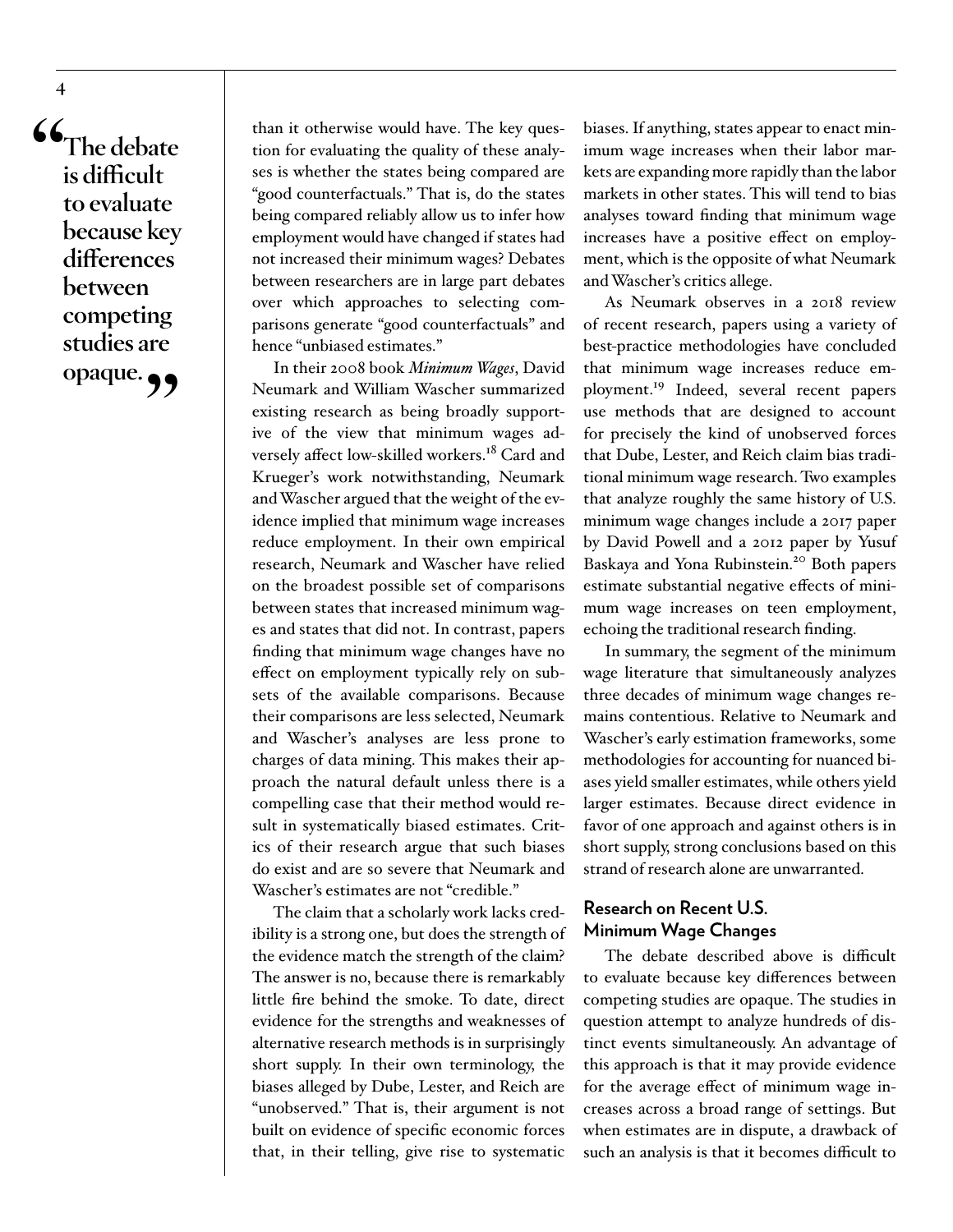> "The debate is difficult to evaluate because key differences between competing studies are opaque."

than it otherwise would have. The key question for evaluating the quality of these analyses is whether the states being compared are "good counterfactuals." That is, do the states being compared reliably allow us to infer how employment would have changed if states had not increased their minimum wages? Debates between researchers are in large part debates over which approaches to selecting comparisons generate "good counterfactuals" and hence "unbiased estimates."

In their 2008 book *Minimum Wages*, David Neumark and William Wascher summarized existing research as being broadly supportive of the view that minimum wages adversely affect low-skilled workers.[18] Card and Krueger's work notwithstanding, Neumark and Wascher argued that the weight of the evidence implied that minimum wage increases reduce employment. In their own empirical research, Neumark and Wascher have relied on the broadest possible set of comparisons between states that increased minimum wages and states that did not. In contrast, papers finding that minimum wage changes have no effect on employment typically rely on subsets of the available comparisons. Because their comparisons are less selected, Neumark and Wascher's analyses are less prone to charges of data mining. This makes their approach the natural default unless there is a compelling case that their method would result in systematically biased estimates. Critics of their research argue that such biases do exist and are so severe that Neumark and Wascher's estimates are not "credible."

The claim that a scholarly work lacks credibility is a strong one, but does the strength of the evidence match the strength of the claim? The answer is no, because there is remarkably little fire behind the smoke. To date, direct evidence for the strengths and weaknesses of alternative research methods is in surprisingly short supply. In their own terminology, the biases alleged by Dube, Lester, and Reich are "unobserved." That is, their argument is not built on evidence of specific economic forces that, in their telling, give rise to systematic biases. If anything, states appear to enact minimum wage increases when their labor markets are expanding more rapidly than the labor markets in other states. This will tend to bias analyses toward finding that minimum wage increases have a positive effect on employment, which is the opposite of what Neumark and Wascher's critics allege.

As Neumark observes in a 2018 review of recent research, papers using a variety of best-practice methodologies have concluded that minimum wage increases reduce employment.[19] Indeed, several recent papers use methods that are designed to account for precisely the kind of unobserved forces that Dube, Lester, and Reich claim bias traditional minimum wage research. Two examples that analyze roughly the same history of U.S. minimum wage changes include a 2017 paper by David Powell and a 2012 paper by Yusuf Baskaya and Yona Rubinstein.[20] Both papers estimate substantial negative effects of minimum wage increases on teen employment, echoing the traditional research finding.

In summary, the segment of the minimum wage literature that simultaneously analyzes three decades of minimum wage changes remains contentious. Relative to Neumark and Wascher's early estimation frameworks, some methodologies for accounting for nuanced biases yield smaller estimates, while others yield larger estimates. Because direct evidence in favor of one approach and against others is in short supply, strong conclusions based on this strand of research alone are unwarranted.

## Research on Recent U.S. Minimum Wage Changes

The debate described above is difficult to evaluate because key differences between competing studies are opaque. The studies in question attempt to analyze hundreds of distinct events simultaneously. An advantage of this approach is that it may provide evidence for the average effect of minimum wage increases across a broad range of settings. But when estimates are in dispute, a drawback of such an analysis is that it becomes difficult to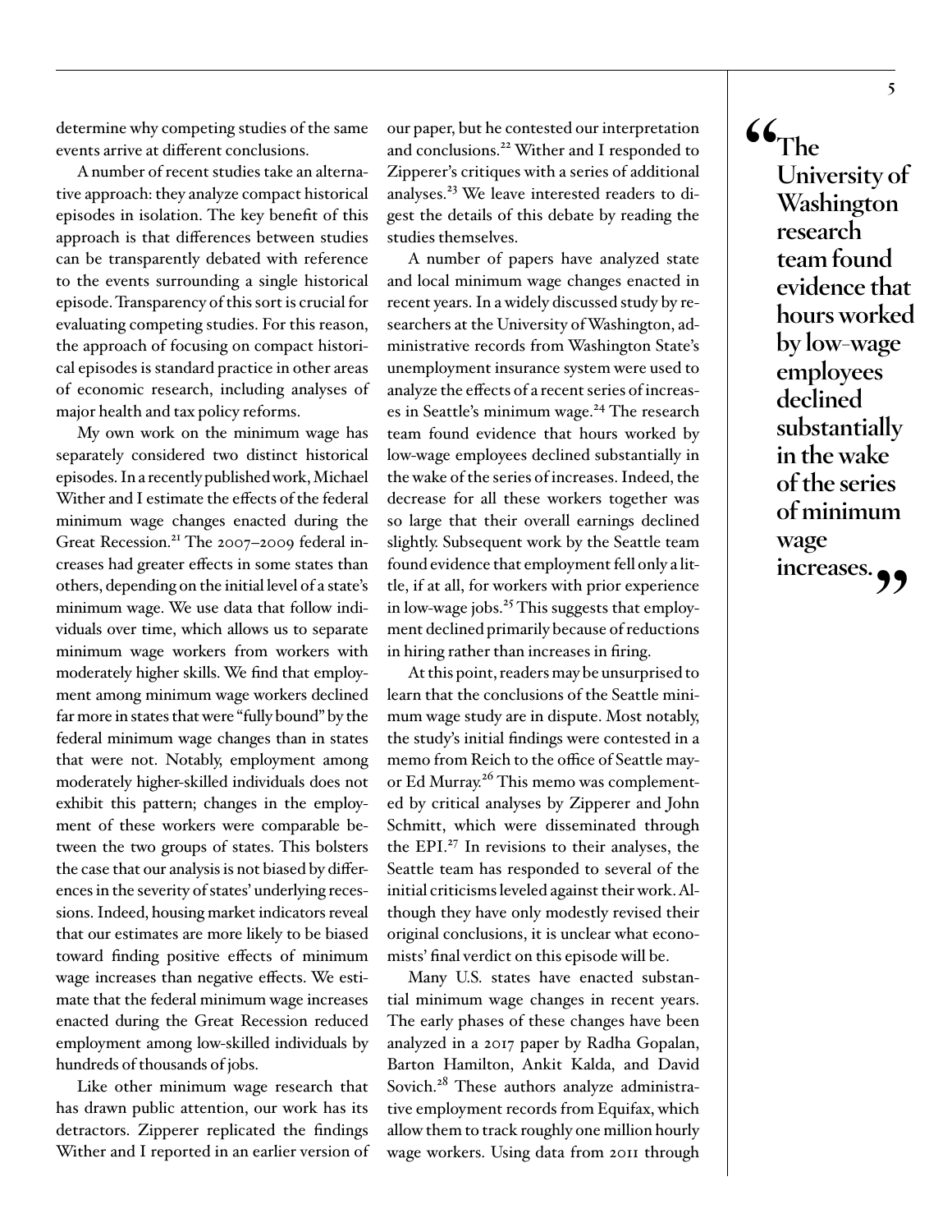determine why competing studies of the same events arrive at different conclusions.

A number of recent studies take an alternative approach: they analyze compact historical episodes in isolation. The key benefit of this approach is that differences between studies can be transparently debated with reference to the events surrounding a single historical episode. Transparency of this sort is crucial for evaluating competing studies. For this reason, the approach of focusing on compact historical episodes is standard practice in other areas of economic research, including analyses of major health and tax policy reforms.

My own work on the minimum wage has separately considered two distinct historical episodes. In a recently published work, Michael Wither and I estimate the effects of the federal minimum wage changes enacted during the Great Recession.[21] The 2007–2009 federal increases had greater effects in some states than others, depending on the initial level of a state's minimum wage. We use data that follow individuals over time, which allows us to separate minimum wage workers from workers with moderately higher skills. We find that employment among minimum wage workers declined far more in states that were "fully bound" by the federal minimum wage changes than in states that were not. Notably, employment among moderately higher-skilled individuals does not exhibit this pattern; changes in the employment of these workers were comparable between the two groups of states. This bolsters the case that our analysis is not biased by differences in the severity of states' underlying recessions. Indeed, housing market indicators reveal that our estimates are more likely to be biased toward finding positive effects of minimum wage increases than negative effects. We estimate that the federal minimum wage increases enacted during the Great Recession reduced employment among low-skilled individuals by hundreds of thousands of jobs.

Like other minimum wage research that has drawn public attention, our work has its detractors. Zipperer replicated the findings Wither and I reported in an earlier version of our paper, but he contested our interpretation and conclusions.[22] Wither and I responded to Zipperer's critiques with a series of additional analyses.[23] We leave interested readers to digest the details of this debate by reading the studies themselves.

A number of papers have analyzed state and local minimum wage changes enacted in recent years. In a widely discussed study by researchers at the University of Washington, administrative records from Washington State's unemployment insurance system were used to analyze the effects of a recent series of increases in Seattle's minimum wage.[24] The research team found evidence that hours worked by low-wage employees declined substantially in the wake of the series of increases. Indeed, the decrease for all these workers together was so large that their overall earnings declined slightly. Subsequent work by the Seattle team found evidence that employment fell only a little, if at all, for workers with prior experience in low-wage jobs.[25] This suggests that employment declined primarily because of reductions in hiring rather than increases in firing.

At this point, readers may be unsurprised to learn that the conclusions of the Seattle minimum wage study are in dispute. Most notably, the study's initial findings were contested in a memo from Reich to the office of Seattle mayor Ed Murray.[26] This memo was complemented by critical analyses by Zipperer and John Schmitt, which were disseminated through the EPI.[27] In revisions to their analyses, the Seattle team has responded to several of the initial criticisms leveled against their work. Although they have only modestly revised their original conclusions, it is unclear what economists' final verdict on this episode will be.

Many U.S. states have enacted substantial minimum wage changes in recent years. The early phases of these changes have been analyzed in a 2017 paper by Radha Gopalan, Barton Hamilton, Ankit Kalda, and David Sovich.[28] These authors analyze administrative employment records from Equifax, which allow them to track roughly one million hourly wage workers. Using data from 2011 through

> **"The University of Washington research team found evidence that hours worked by low-wage employees declined substantially in the wake of the series of minimum wage increases."**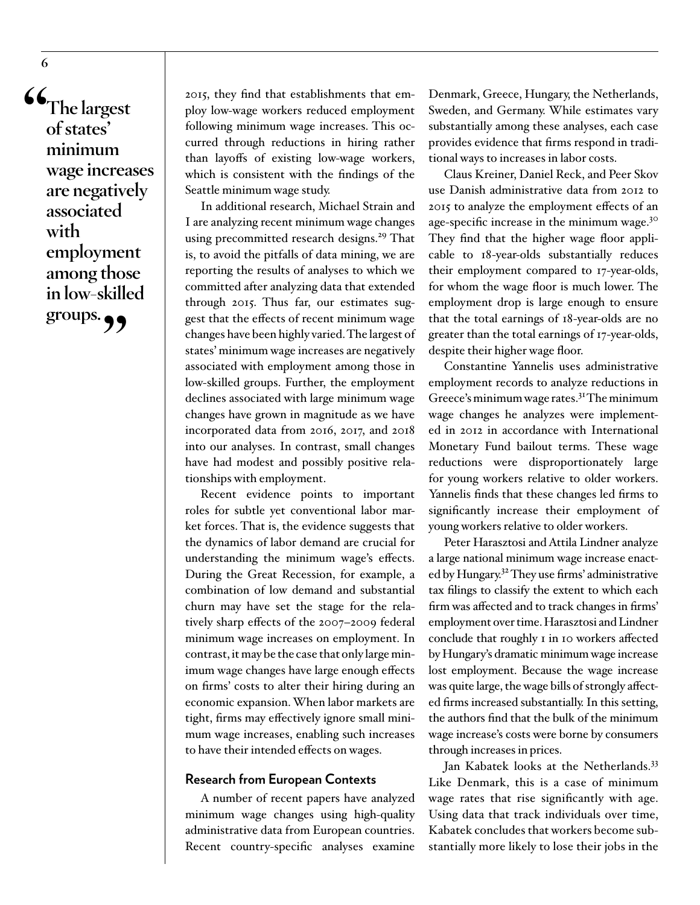> "The largest of states' minimum wage increases are negatively associated with employment among those in low-skilled groups."

2015, they find that establishments that employ low-wage workers reduced employment following minimum wage increases. This occurred through reductions in hiring rather than layoffs of existing low-wage workers, which is consistent with the findings of the Seattle minimum wage study.

In additional research, Michael Strain and I are analyzing recent minimum wage changes using precommitted research designs.[29] That is, to avoid the pitfalls of data mining, we are reporting the results of analyses to which we committed after analyzing data that extended through 2015. Thus far, our estimates suggest that the effects of recent minimum wage changes have been highly varied. The largest of states' minimum wage increases are negatively associated with employment among those in low-skilled groups. Further, the employment declines associated with large minimum wage changes have grown in magnitude as we have incorporated data from 2016, 2017, and 2018 into our analyses. In contrast, small changes have had modest and possibly positive relationships with employment.

Recent evidence points to important roles for subtle yet conventional labor market forces. That is, the evidence suggests that the dynamics of labor demand are crucial for understanding the minimum wage's effects. During the Great Recession, for example, a combination of low demand and substantial churn may have set the stage for the relatively sharp effects of the 2007–2009 federal minimum wage increases on employment. In contrast, it may be the case that only large minimum wage changes have large enough effects on firms' costs to alter their hiring during an economic expansion. When labor markets are tight, firms may effectively ignore small minimum wage increases, enabling such increases to have their intended effects on wages.

### Research from European Contexts

A number of recent papers have analyzed minimum wage changes using high-quality administrative data from European countries. Recent country-specific analyses examine Denmark, Greece, Hungary, the Netherlands, Sweden, and Germany. While estimates vary substantially among these analyses, each case provides evidence that firms respond in traditional ways to increases in labor costs.

Claus Kreiner, Daniel Reck, and Peer Skov use Danish administrative data from 2012 to 2015 to analyze the employment effects of an age-specific increase in the minimum wage.[30] They find that the higher wage floor applicable to 18-year-olds substantially reduces their employment compared to 17-year-olds, for whom the wage floor is much lower. The employment drop is large enough to ensure that the total earnings of 18-year-olds are no greater than the total earnings of 17-year-olds, despite their higher wage floor.

Constantine Yannelis uses administrative employment records to analyze reductions in Greece's minimum wage rates.[31] The minimum wage changes he analyzes were implemented in 2012 in accordance with International Monetary Fund bailout terms. These wage reductions were disproportionately large for young workers relative to older workers. Yannelis finds that these changes led firms to significantly increase their employment of young workers relative to older workers.

Peter Harasztosi and Attila Lindner analyze a large national minimum wage increase enacted by Hungary.[32] They use firms' administrative tax filings to classify the extent to which each firm was affected and to track changes in firms' employment over time. Harasztosi and Lindner conclude that roughly 1 in 10 workers affected by Hungary's dramatic minimum wage increase lost employment. Because the wage increase was quite large, the wage bills of strongly affected firms increased substantially. In this setting, the authors find that the bulk of the minimum wage increase's costs were borne by consumers through increases in prices.

Jan Kabatek looks at the Netherlands.[33] Like Denmark, this is a case of minimum wage rates that rise significantly with age. Using data that track individuals over time, Kabatek concludes that workers become substantially more likely to lose their jobs in the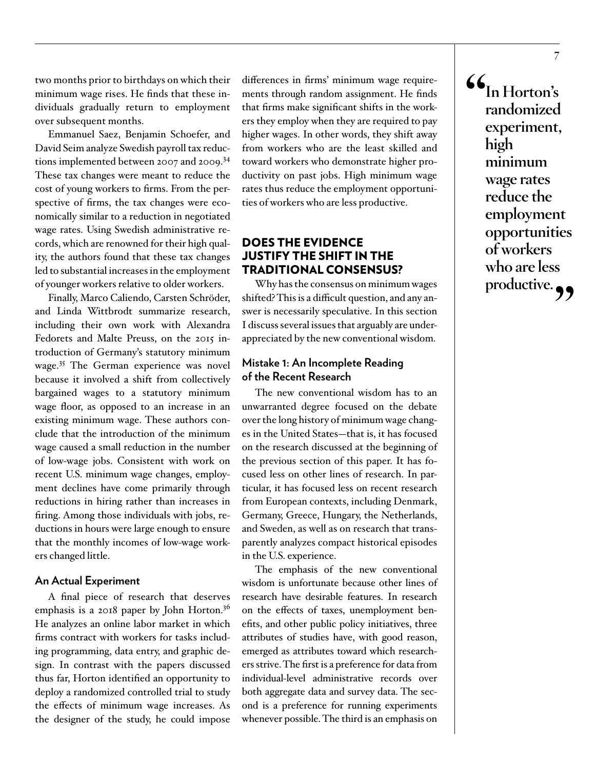two months prior to birthdays on which their minimum wage rises. He finds that these individuals gradually return to employment over subsequent months.

Emmanuel Saez, Benjamin Schoefer, and David Seim analyze Swedish payroll tax reductions implemented between 2007 and 2009.[34] These tax changes were meant to reduce the cost of young workers to firms. From the perspective of firms, the tax changes were economically similar to a reduction in negotiated wage rates. Using Swedish administrative records, which are renowned for their high quality, the authors found that these tax changes led to substantial increases in the employment of younger workers relative to older workers.

Finally, Marco Caliendo, Carsten Schröder, and Linda Wittbrodt summarize research, including their own work with Alexandra Fedorets and Malte Preuss, on the 2015 introduction of Germany's statutory minimum wage.[35] The German experience was novel because it involved a shift from collectively bargained wages to a statutory minimum wage floor, as opposed to an increase in an existing minimum wage. These authors conclude that the introduction of the minimum wage caused a small reduction in the number of low-wage jobs. Consistent with work on recent U.S. minimum wage changes, employment declines have come primarily through reductions in hiring rather than increases in firing. Among those individuals with jobs, reductions in hours were large enough to ensure that the monthly incomes of low-wage workers changed little.

### An Actual Experiment

A final piece of research that deserves emphasis is a 2018 paper by John Horton.[36] He analyzes an online labor market in which firms contract with workers for tasks including programming, data entry, and graphic design. In contrast with the papers discussed thus far, Horton identified an opportunity to deploy a randomized controlled trial to study the effects of minimum wage increases. As the designer of the study, he could impose differences in firms' minimum wage requirements through random assignment. He finds that firms make significant shifts in the workers they employ when they are required to pay higher wages. In other words, they shift away from workers who are the least skilled and toward workers who demonstrate higher productivity on past jobs. High minimum wage rates thus reduce the employment opportunities of workers who are less productive.

> **"In Horton's randomized experiment, high minimum wage rates reduce the employment opportunities of workers who are less productive."**

## DOES THE EVIDENCE JUSTIFY THE SHIFT IN THE TRADITIONAL CONSENSUS?

Why has the consensus on minimum wages shifted? This is a difficult question, and any answer is necessarily speculative. In this section I discuss several issues that arguably are underappreciated by the new conventional wisdom.

### Mistake 1: An Incomplete Reading of the Recent Research

The new conventional wisdom has to an unwarranted degree focused on the debate over the long history of minimum wage changes in the United States—that is, it has focused on the research discussed at the beginning of the previous section of this paper. It has focused less on other lines of research. In particular, it has focused less on recent research from European contexts, including Denmark, Germany, Greece, Hungary, the Netherlands, and Sweden, as well as on research that transparently analyzes compact historical episodes in the U.S. experience.

The emphasis of the new conventional wisdom is unfortunate because other lines of research have desirable features. In research on the effects of taxes, unemployment benefits, and other public policy initiatives, three attributes of studies have, with good reason, emerged as attributes toward which researchers strive. The first is a preference for data from individual-level administrative records over both aggregate data and survey data. The second is a preference for running experiments whenever possible. The third is an emphasis on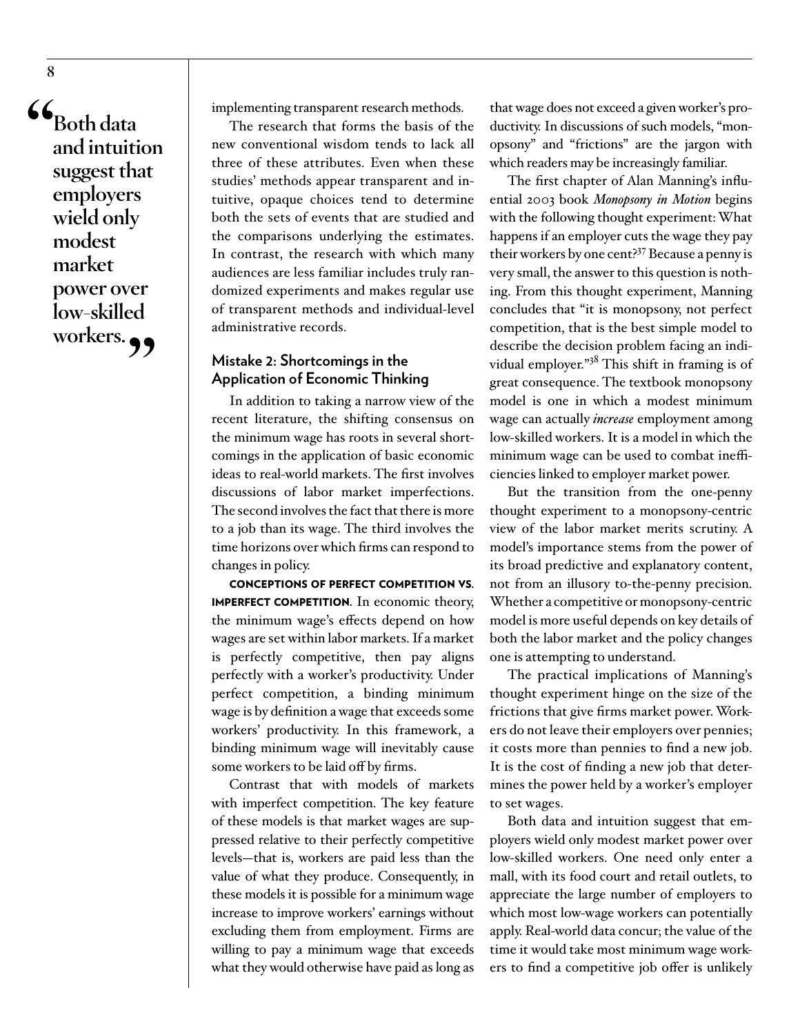> "Both data and intuition suggest that employers wield only modest market power over low-skilled workers."

implementing transparent research methods.

The research that forms the basis of the new conventional wisdom tends to lack all three of these attributes. Even when these studies' methods appear transparent and intuitive, opaque choices tend to determine both the sets of events that are studied and the comparisons underlying the estimates. In contrast, the research with which many audiences are less familiar includes truly randomized experiments and makes regular use of transparent methods and individual-level administrative records.

## Mistake 2: Shortcomings in the Application of Economic Thinking

In addition to taking a narrow view of the recent literature, the shifting consensus on the minimum wage has roots in several shortcomings in the application of basic economic ideas to real-world markets. The first involves discussions of labor market imperfections. The second involves the fact that there is more to a job than its wage. The third involves the time horizons over which firms can respond to changes in policy.

**CONCEPTIONS OF PERFECT COMPETITION VS. IMPERFECT COMPETITION.** In economic theory, the minimum wage's effects depend on how wages are set within labor markets. If a market is perfectly competitive, then pay aligns perfectly with a worker's productivity. Under perfect competition, a binding minimum wage is by definition a wage that exceeds some workers' productivity. In this framework, a binding minimum wage will inevitably cause some workers to be laid off by firms.

Contrast that with models of markets with imperfect competition. The key feature of these models is that market wages are suppressed relative to their perfectly competitive levels—that is, workers are paid less than the value of what they produce. Consequently, in these models it is possible for a minimum wage increase to improve workers' earnings without excluding them from employment. Firms are willing to pay a minimum wage that exceeds what they would otherwise have paid as long as that wage does not exceed a given worker's productivity. In discussions of such models, "monopsony" and "frictions" are the jargon with which readers may be increasingly familiar.

The first chapter of Alan Manning's influential 2003 book *Monopsony in Motion* begins with the following thought experiment: What happens if an employer cuts the wage they pay their workers by one cent?[37] Because a penny is very small, the answer to this question is nothing. From this thought experiment, Manning concludes that "it is monopsony, not perfect competition, that is the best simple model to describe the decision problem facing an individual employer."[38] This shift in framing is of great consequence. The textbook monopsony model is one in which a modest minimum wage can actually *increase* employment among low-skilled workers. It is a model in which the minimum wage can be used to combat inefficiencies linked to employer market power.

But the transition from the one-penny thought experiment to a monopsony-centric view of the labor market merits scrutiny. A model's importance stems from the power of its broad predictive and explanatory content, not from an illusory to-the-penny precision. Whether a competitive or monopsony-centric model is more useful depends on key details of both the labor market and the policy changes one is attempting to understand.

The practical implications of Manning's thought experiment hinge on the size of the frictions that give firms market power. Workers do not leave their employers over pennies; it costs more than pennies to find a new job. It is the cost of finding a new job that determines the power held by a worker's employer to set wages.

Both data and intuition suggest that employers wield only modest market power over low-skilled workers. One need only enter a mall, with its food court and retail outlets, to appreciate the large number of employers to which most low-wage workers can potentially apply. Real-world data concur; the value of the time it would take most minimum wage workers to find a competitive job offer is unlikely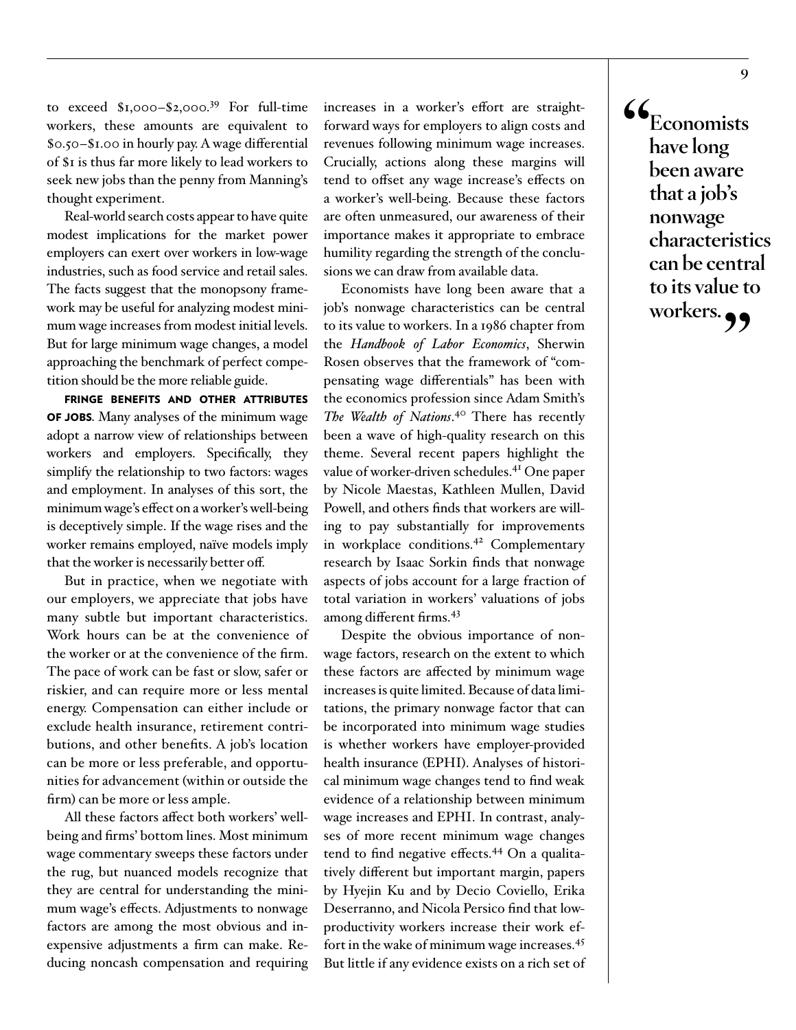to exceed $1,000–$2,000.[39] For full-time workers, these amounts are equivalent to $0.50–$1.00 in hourly pay. A wage differential of $1 is thus far more likely to lead workers to seek new jobs than the penny from Manning's thought experiment.

Real-world search costs appear to have quite modest implications for the market power employers can exert over workers in low-wage industries, such as food service and retail sales. The facts suggest that the monopsony framework may be useful for analyzing modest minimum wage increases from modest initial levels. But for large minimum wage changes, a model approaching the benchmark of perfect competition should be the more reliable guide.

**FRINGE BENEFITS AND OTHER ATTRIBUTES OF JOBS.** Many analyses of the minimum wage adopt a narrow view of relationships between workers and employers. Specifically, they simplify the relationship to two factors: wages and employment. In analyses of this sort, the minimum wage's effect on a worker's well-being is deceptively simple. If the wage rises and the worker remains employed, naïve models imply that the worker is necessarily better off.

But in practice, when we negotiate with our employers, we appreciate that jobs have many subtle but important characteristics. Work hours can be at the convenience of the worker or at the convenience of the firm. The pace of work can be fast or slow, safer or riskier, and can require more or less mental energy. Compensation can either include or exclude health insurance, retirement contributions, and other benefits. A job's location can be more or less preferable, and opportunities for advancement (within or outside the firm) can be more or less ample.

All these factors affect both workers' well-being and firms' bottom lines. Most minimum wage commentary sweeps these factors under the rug, but nuanced models recognize that they are central for understanding the minimum wage's effects. Adjustments to nonwage factors are among the most obvious and inexpensive adjustments a firm can make. Reducing noncash compensation and requiring increases in a worker's effort are straightforward ways for employers to align costs and revenues following minimum wage increases. Crucially, actions along these margins will tend to offset any wage increase's effects on a worker's well-being. Because these factors are often unmeasured, our awareness of their importance makes it appropriate to embrace humility regarding the strength of the conclusions we can draw from available data.

Economists have long been aware that a job's nonwage characteristics can be central to its value to workers. In a 1986 chapter from the *Handbook of Labor Economics*, Sherwin Rosen observes that the framework of "compensating wage differentials" has been with the economics profession since Adam Smith's *The Wealth of Nations*.[40] There has recently been a wave of high-quality research on this theme. Several recent papers highlight the value of worker-driven schedules.[41] One paper by Nicole Maestas, Kathleen Mullen, David Powell, and others finds that workers are willing to pay substantially for improvements in workplace conditions.[42] Complementary research by Isaac Sorkin finds that nonwage aspects of jobs account for a large fraction of total variation in workers' valuations of jobs among different firms.[43]

Despite the obvious importance of nonwage factors, research on the extent to which these factors are affected by minimum wage increases is quite limited. Because of data limitations, the primary nonwage factor that can be incorporated into minimum wage studies is whether workers have employer-provided health insurance (EPHI). Analyses of historical minimum wage changes tend to find weak evidence of a relationship between minimum wage increases and EPHI. In contrast, analyses of more recent minimum wage changes tend to find negative effects.[44] On a qualitatively different but important margin, papers by Hyejin Ku and by Decio Coviello, Erika Deserranno, and Nicola Persico find that low-productivity workers increase their work effort in the wake of minimum wage increases.[45] But little if any evidence exists on a rich set of

> **"Economists have long been aware that a job's nonwage characteristics can be central to its value to workers."**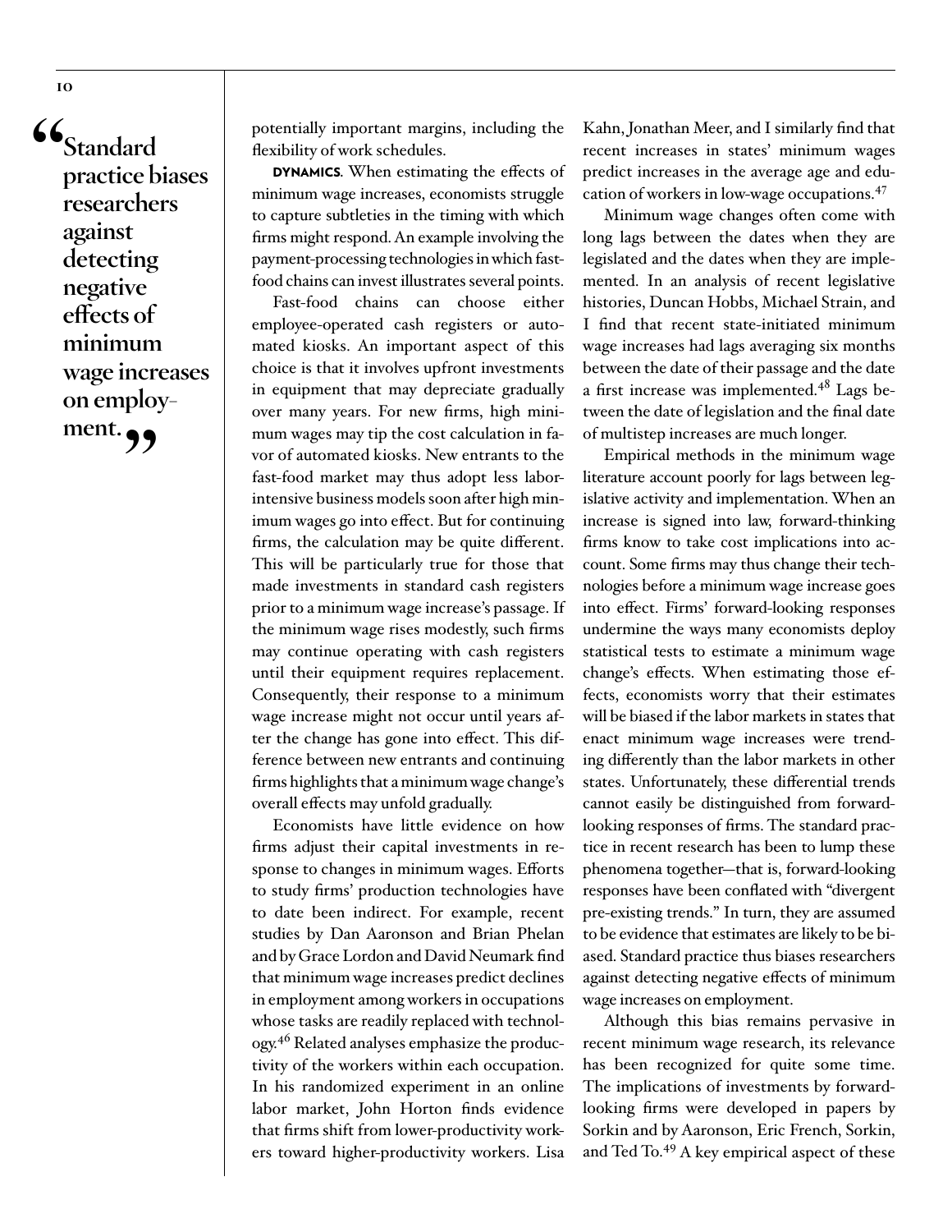> "Standard practice biases researchers against detecting negative effects of minimum wage increases on employment."

potentially important margins, including the flexibility of work schedules.

**DYNAMICS**. When estimating the effects of minimum wage increases, economists struggle to capture subtleties in the timing with which firms might respond. An example involving the payment-processing technologies in which fast-food chains can invest illustrates several points.

Fast-food chains can choose either employee-operated cash registers or automated kiosks. An important aspect of this choice is that it involves upfront investments in equipment that may depreciate gradually over many years. For new firms, high minimum wages may tip the cost calculation in favor of automated kiosks. New entrants to the fast-food market may thus adopt less labor-intensive business models soon after high minimum wages go into effect. But for continuing firms, the calculation may be quite different. This will be particularly true for those that made investments in standard cash registers prior to a minimum wage increase's passage. If the minimum wage rises modestly, such firms may continue operating with cash registers until their equipment requires replacement. Consequently, their response to a minimum wage increase might not occur until years after the change has gone into effect. This difference between new entrants and continuing firms highlights that a minimum wage change's overall effects may unfold gradually.

Economists have little evidence on how firms adjust their capital investments in response to changes in minimum wages. Efforts to study firms' production technologies have to date been indirect. For example, recent studies by Dan Aaronson and Brian Phelan and by Grace Lordon and David Neumark find that minimum wage increases predict declines in employment among workers in occupations whose tasks are readily replaced with technology.[46] Related analyses emphasize the productivity of the workers within each occupation. In his randomized experiment in an online labor market, John Horton finds evidence that firms shift from lower-productivity workers toward higher-productivity workers. Lisa Kahn, Jonathan Meer, and I similarly find that recent increases in states' minimum wages predict increases in the average age and education of workers in low-wage occupations.[47]

Minimum wage changes often come with long lags between the dates when they are legislated and the dates when they are implemented. In an analysis of recent legislative histories, Duncan Hobbs, Michael Strain, and I find that recent state-initiated minimum wage increases had lags averaging six months between the date of their passage and the date a first increase was implemented.[48] Lags between the date of legislation and the final date of multistep increases are much longer.

Empirical methods in the minimum wage literature account poorly for lags between legislative activity and implementation. When an increase is signed into law, forward-thinking firms know to take cost implications into account. Some firms may thus change their technologies before a minimum wage increase goes into effect. Firms' forward-looking responses undermine the ways many economists deploy statistical tests to estimate a minimum wage change's effects. When estimating those effects, economists worry that their estimates will be biased if the labor markets in states that enact minimum wage increases were trending differently than the labor markets in other states. Unfortunately, these differential trends cannot easily be distinguished from forward-looking responses of firms. The standard practice in recent research has been to lump these phenomena together—that is, forward-looking responses have been conflated with "divergent pre-existing trends." In turn, they are assumed to be evidence that estimates are likely to be biased. Standard practice thus biases researchers against detecting negative effects of minimum wage increases on employment.

Although this bias remains pervasive in recent minimum wage research, its relevance has been recognized for quite some time. The implications of investments by forward-looking firms were developed in papers by Sorkin and by Aaronson, Eric French, Sorkin, and Ted To.[49] A key empirical aspect of these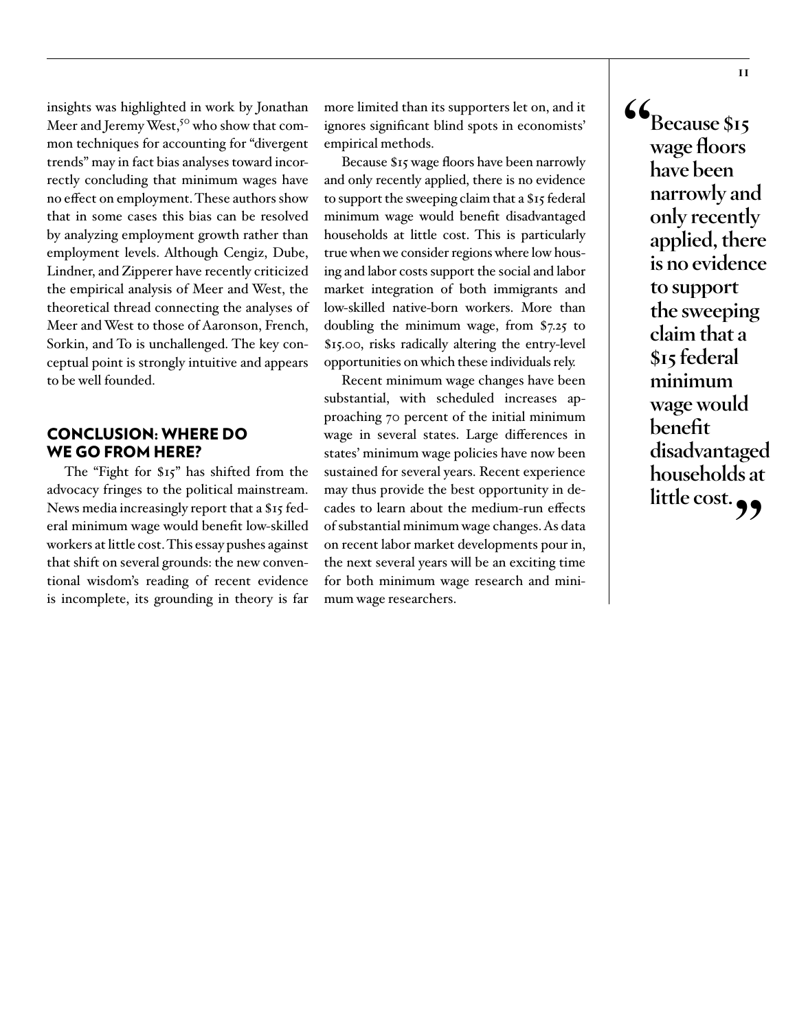insights was highlighted in work by Jonathan Meer and Jeremy West,[50] who show that common techniques for accounting for "divergent trends" may in fact bias analyses toward incorrectly concluding that minimum wages have no effect on employment. These authors show that in some cases this bias can be resolved by analyzing employment growth rather than employment levels. Although Cengiz, Dube, Lindner, and Zipperer have recently criticized the empirical analysis of Meer and West, the theoretical thread connecting the analyses of Meer and West to those of Aaronson, French, Sorkin, and To is unchallenged. The key conceptual point is strongly intuitive and appears to be well founded.

## CONCLUSION: WHERE DO WE GO FROM HERE?

The "Fight for $15" has shifted from the advocacy fringes to the political mainstream. News media increasingly report that a $15 federal minimum wage would benefit low-skilled workers at little cost. This essay pushes against that shift on several grounds: the new conventional wisdom's reading of recent evidence is incomplete, its grounding in theory is far more limited than its supporters let on, and it ignores significant blind spots in economists' empirical methods.

Because $15 wage floors have been narrowly and only recently applied, there is no evidence to support the sweeping claim that a $15 federal minimum wage would benefit disadvantaged households at little cost. This is particularly true when we consider regions where low housing and labor costs support the social and labor market integration of both immigrants and low-skilled native-born workers. More than doubling the minimum wage, from $7.25 to $15.00, risks radically altering the entry-level opportunities on which these individuals rely.

Recent minimum wage changes have been substantial, with scheduled increases approaching 70 percent of the initial minimum wage in several states. Large differences in states' minimum wage policies have now been sustained for several years. Recent experience may thus provide the best opportunity in decades to learn about the medium-run effects of substantial minimum wage changes. As data on recent labor market developments pour in, the next several years will be an exciting time for both minimum wage research and minimum wage researchers.

> **"Because $15 wage floors have been narrowly and only recently applied, there is no evidence to support the sweeping claim that a $15 federal minimum wage would benefit disadvantaged households at little cost."**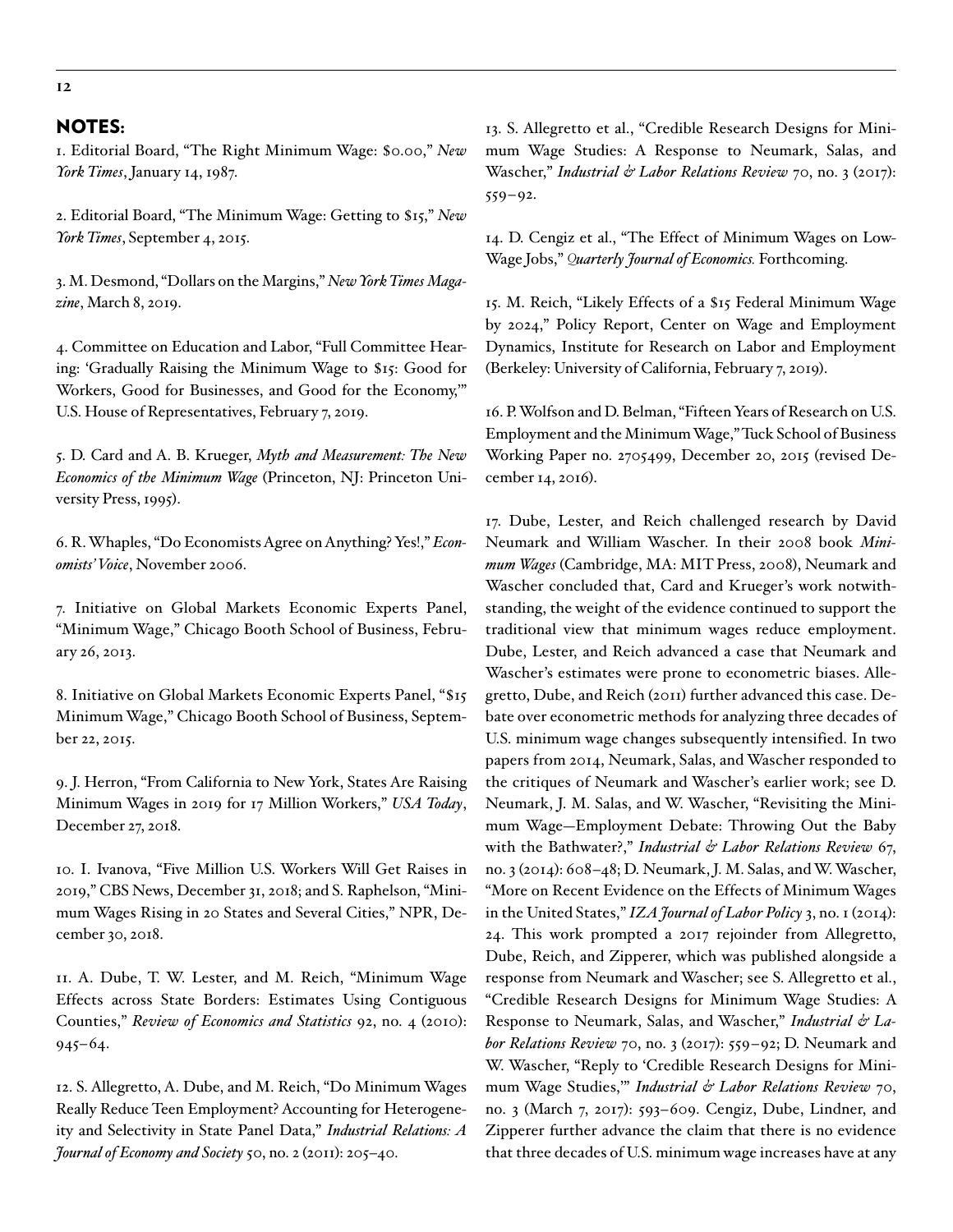## NOTES:

1. Editorial Board, "The Right Minimum Wage: $0.00," *New York Times*, January 14, 1987.

2. Editorial Board, "The Minimum Wage: Getting to $15," *New York Times*, September 4, 2015.

3. M. Desmond, "Dollars on the Margins," *New York Times Magazine*, March 8, 2019.

4. Committee on Education and Labor, "Full Committee Hearing: 'Gradually Raising the Minimum Wage to $15: Good for Workers, Good for Businesses, and Good for the Economy,'" U.S. House of Representatives, February 7, 2019.

5. D. Card and A. B. Krueger, *Myth and Measurement: The New Economics of the Minimum Wage* (Princeton, NJ: Princeton University Press, 1995).

6. R. Whaples, "Do Economists Agree on Anything? Yes!," *Economists' Voice*, November 2006.

7. Initiative on Global Markets Economic Experts Panel, "Minimum Wage," Chicago Booth School of Business, February 26, 2013.

8. Initiative on Global Markets Economic Experts Panel, "$15 Minimum Wage," Chicago Booth School of Business, September 22, 2015.

9. J. Herron, "From California to New York, States Are Raising Minimum Wages in 2019 for 17 Million Workers," *USA Today*, December 27, 2018.

10. I. Ivanova, "Five Million U.S. Workers Will Get Raises in 2019," CBS News, December 31, 2018; and S. Raphelson, "Minimum Wages Rising in 20 States and Several Cities," NPR, December 30, 2018.

11. A. Dube, T. W. Lester, and M. Reich, "Minimum Wage Effects across State Borders: Estimates Using Contiguous Counties," *Review of Economics and Statistics* 92, no. 4 (2010): 945–64.

12. S. Allegretto, A. Dube, and M. Reich, "Do Minimum Wages Really Reduce Teen Employment? Accounting for Heterogeneity and Selectivity in State Panel Data," *Industrial Relations: A Journal of Economy and Society* 50, no. 2 (2011): 205–40.

13. S. Allegretto et al., "Credible Research Designs for Minimum Wage Studies: A Response to Neumark, Salas, and Wascher," *Industrial & Labor Relations Review* 70, no. 3 (2017): 559–92.

14. D. Cengiz et al., "The Effect of Minimum Wages on Low-Wage Jobs," *Quarterly Journal of Economics.* Forthcoming.

15. M. Reich, "Likely Effects of a $15 Federal Minimum Wage by 2024," Policy Report, Center on Wage and Employment Dynamics, Institute for Research on Labor and Employment (Berkeley: University of California, February 7, 2019).

16. P. Wolfson and D. Belman, "Fifteen Years of Research on U.S. Employment and the Minimum Wage," Tuck School of Business Working Paper no. 2705499, December 20, 2015 (revised December 14, 2016).

17. Dube, Lester, and Reich challenged research by David Neumark and William Wascher. In their 2008 book *Minimum Wages* (Cambridge, MA: MIT Press, 2008), Neumark and Wascher concluded that, Card and Krueger's work notwithstanding, the weight of the evidence continued to support the traditional view that minimum wages reduce employment. Dube, Lester, and Reich advanced a case that Neumark and Wascher's estimates were prone to econometric biases. Allegretto, Dube, and Reich (2011) further advanced this case. Debate over econometric methods for analyzing three decades of U.S. minimum wage changes subsequently intensified. In two papers from 2014, Neumark, Salas, and Wascher responded to the critiques of Neumark and Wascher's earlier work; see D. Neumark, J. M. Salas, and W. Wascher, "Revisiting the Minimum Wage—Employment Debate: Throwing Out the Baby with the Bathwater?," *Industrial & Labor Relations Review* 67, no. 3 (2014): 608–48; D. Neumark, J. M. Salas, and W. Wascher, "More on Recent Evidence on the Effects of Minimum Wages in the United States," *IZA Journal of Labor Policy* 3, no. 1 (2014): 24. This work prompted a 2017 rejoinder from Allegretto, Dube, Reich, and Zipperer, which was published alongside a response from Neumark and Wascher; see S. Allegretto et al., "Credible Research Designs for Minimum Wage Studies: A Response to Neumark, Salas, and Wascher," *Industrial & Labor Relations Review* 70, no. 3 (2017): 559–92; D. Neumark and W. Wascher, "Reply to 'Credible Research Designs for Minimum Wage Studies,'" *Industrial & Labor Relations Review* 70, no. 3 (March 7, 2017): 593–609. Cengiz, Dube, Lindner, and Zipperer further advance the claim that there is no evidence that three decades of U.S. minimum wage increases have at any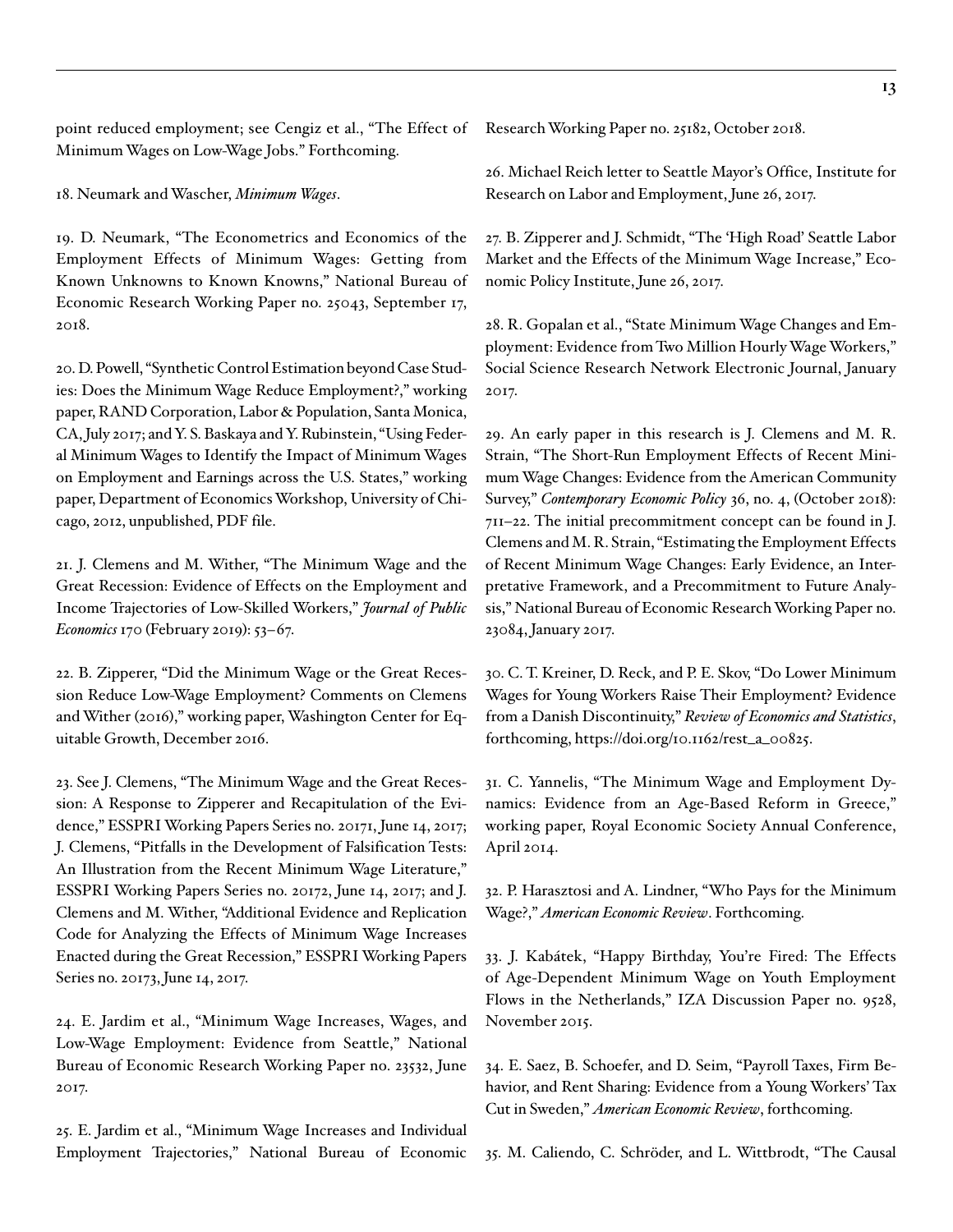point reduced employment; see Cengiz et al., "The Effect of Minimum Wages on Low-Wage Jobs." Forthcoming.

18. Neumark and Wascher, *Minimum Wages*.

19. D. Neumark, "The Econometrics and Economics of the Employment Effects of Minimum Wages: Getting from Known Unknowns to Known Knowns," National Bureau of Economic Research Working Paper no. 25043, September 17, 2018.

20. D. Powell, "Synthetic Control Estimation beyond Case Studies: Does the Minimum Wage Reduce Employment?," working paper, RAND Corporation, Labor & Population, Santa Monica, CA, July 2017; and Y. S. Baskaya and Y. Rubinstein, "Using Federal Minimum Wages to Identify the Impact of Minimum Wages on Employment and Earnings across the U.S. States," working paper, Department of Economics Workshop, University of Chicago, 2012, unpublished, PDF file.

21. J. Clemens and M. Wither, "The Minimum Wage and the Great Recession: Evidence of Effects on the Employment and Income Trajectories of Low-Skilled Workers," *Journal of Public Economics* 170 (February 2019): 53–67.

22. B. Zipperer, "Did the Minimum Wage or the Great Recession Reduce Low-Wage Employment? Comments on Clemens and Wither (2016)," working paper, Washington Center for Equitable Growth, December 2016.

23. See J. Clemens, "The Minimum Wage and the Great Recession: A Response to Zipperer and Recapitulation of the Evidence," ESSPRI Working Papers Series no. 20171, June 14, 2017; J. Clemens, "Pitfalls in the Development of Falsification Tests: An Illustration from the Recent Minimum Wage Literature," ESSPRI Working Papers Series no. 20172, June 14, 2017; and J. Clemens and M. Wither, "Additional Evidence and Replication Code for Analyzing the Effects of Minimum Wage Increases Enacted during the Great Recession," ESSPRI Working Papers Series no. 20173, June 14, 2017.

24. E. Jardim et al., "Minimum Wage Increases, Wages, and Low-Wage Employment: Evidence from Seattle," National Bureau of Economic Research Working Paper no. 23532, June 2017.

25. E. Jardim et al., "Minimum Wage Increases and Individual Employment Trajectories," National Bureau of Economic Research Working Paper no. 25182, October 2018.

26. Michael Reich letter to Seattle Mayor's Office, Institute for Research on Labor and Employment, June 26, 2017.

27. B. Zipperer and J. Schmidt, "The 'High Road' Seattle Labor Market and the Effects of the Minimum Wage Increase," Economic Policy Institute, June 26, 2017.

28. R. Gopalan et al., "State Minimum Wage Changes and Employment: Evidence from Two Million Hourly Wage Workers," Social Science Research Network Electronic Journal, January 2017.

29. An early paper in this research is J. Clemens and M. R. Strain, "The Short-Run Employment Effects of Recent Minimum Wage Changes: Evidence from the American Community Survey," *Contemporary Economic Policy* 36, no. 4, (October 2018): 711–22. The initial precommitment concept can be found in J. Clemens and M. R. Strain, "Estimating the Employment Effects of Recent Minimum Wage Changes: Early Evidence, an Interpretative Framework, and a Precommitment to Future Analysis," National Bureau of Economic Research Working Paper no. 23084, January 2017.

30. C. T. Kreiner, D. Reck, and P. E. Skov, "Do Lower Minimum Wages for Young Workers Raise Their Employment? Evidence from a Danish Discontinuity," *Review of Economics and Statistics*, forthcoming, https://doi.org/10.1162/rest_a_00825.

31. C. Yannelis, "The Minimum Wage and Employment Dynamics: Evidence from an Age-Based Reform in Greece," working paper, Royal Economic Society Annual Conference, April 2014.

32. P. Harasztosi and A. Lindner, "Who Pays for the Minimum Wage?," *American Economic Review*. Forthcoming.

33. J. Kabátek, "Happy Birthday, You're Fired: The Effects of Age-Dependent Minimum Wage on Youth Employment Flows in the Netherlands," IZA Discussion Paper no. 9528, November 2015.

34. E. Saez, B. Schoefer, and D. Seim, "Payroll Taxes, Firm Behavior, and Rent Sharing: Evidence from a Young Workers' Tax Cut in Sweden," *American Economic Review*, forthcoming.

35. M. Caliendo, C. Schröder, and L. Wittbrodt, "The Causal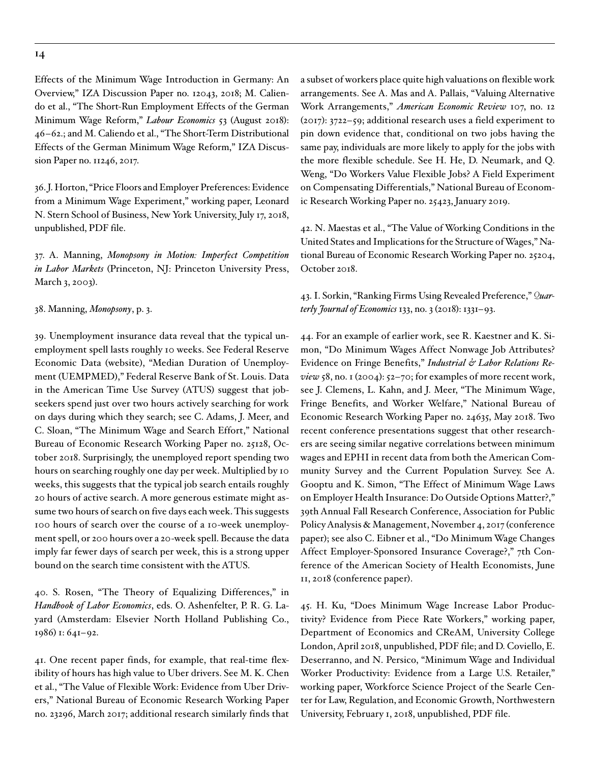Effects of the Minimum Wage Introduction in Germany: An Overview," IZA Discussion Paper no. 12043, 2018; M. Caliendo et al., "The Short-Run Employment Effects of the German Minimum Wage Reform," *Labour Economics* 53 (August 2018): 46–62.; and M. Caliendo et al., "The Short-Term Distributional Effects of the German Minimum Wage Reform," IZA Discussion Paper no. 11246, 2017.

36. J. Horton, "Price Floors and Employer Preferences: Evidence from a Minimum Wage Experiment," working paper, Leonard N. Stern School of Business, New York University, July 17, 2018, unpublished, PDF file.

37. A. Manning, *Monopsony in Motion: Imperfect Competition in Labor Markets* (Princeton, NJ: Princeton University Press, March 3, 2003).

38. Manning, *Monopsony*, p. 3.

39. Unemployment insurance data reveal that the typical unemployment spell lasts roughly 10 weeks. See Federal Reserve Economic Data (website), "Median Duration of Unemployment (UEMPMED)," Federal Reserve Bank of St. Louis. Data in the American Time Use Survey (ATUS) suggest that jobseekers spend just over two hours actively searching for work on days during which they search; see C. Adams, J. Meer, and C. Sloan, "The Minimum Wage and Search Effort," National Bureau of Economic Research Working Paper no. 25128, October 2018. Surprisingly, the unemployed report spending two hours on searching roughly one day per week. Multiplied by 10 weeks, this suggests that the typical job search entails roughly 20 hours of active search. A more generous estimate might assume two hours of search on five days each week. This suggests 100 hours of search over the course of a 10-week unemployment spell, or 200 hours over a 20-week spell. Because the data imply far fewer days of search per week, this is a strong upper bound on the search time consistent with the ATUS.

40. S. Rosen, "The Theory of Equalizing Differences," in *Handbook of Labor Economics*, eds. O. Ashenfelter, P. R. G. Layard (Amsterdam: Elsevier North Holland Publishing Co., 1986) 1: 641–92.

41. One recent paper finds, for example, that real-time flexibility of hours has high value to Uber drivers. See M. K. Chen et al., "The Value of Flexible Work: Evidence from Uber Drivers," National Bureau of Economic Research Working Paper no. 23296, March 2017; additional research similarly finds that a subset of workers place quite high valuations on flexible work arrangements. See A. Mas and A. Pallais, "Valuing Alternative Work Arrangements," *American Economic Review* 107, no. 12 (2017): 3722–59; additional research uses a field experiment to pin down evidence that, conditional on two jobs having the same pay, individuals are more likely to apply for the jobs with the more flexible schedule. See H. He, D. Neumark, and Q. Weng, "Do Workers Value Flexible Jobs? A Field Experiment on Compensating Differentials," National Bureau of Economic Research Working Paper no. 25423, January 2019.

42. N. Maestas et al., "The Value of Working Conditions in the United States and Implications for the Structure of Wages," National Bureau of Economic Research Working Paper no. 25204, October 2018.

43. I. Sorkin, "Ranking Firms Using Revealed Preference," *Quarterly Journal of Economics* 133, no. 3 (2018): 1331–93.

44. For an example of earlier work, see R. Kaestner and K. Simon, "Do Minimum Wages Affect Nonwage Job Attributes? Evidence on Fringe Benefits," *Industrial & Labor Relations Review* 58, no. 1 (2004): 52–70; for examples of more recent work, see J. Clemens, L. Kahn, and J. Meer, "The Minimum Wage, Fringe Benefits, and Worker Welfare," National Bureau of Economic Research Working Paper no. 24635, May 2018. Two recent conference presentations suggest that other researchers are seeing similar negative correlations between minimum wages and EPHI in recent data from both the American Community Survey and the Current Population Survey. See A. Gooptu and K. Simon, "The Effect of Minimum Wage Laws on Employer Health Insurance: Do Outside Options Matter?," 39th Annual Fall Research Conference, Association for Public Policy Analysis & Management, November 4, 2017 (conference paper); see also C. Eibner et al., "Do Minimum Wage Changes Affect Employer-Sponsored Insurance Coverage?," 7th Conference of the American Society of Health Economists, June 11, 2018 (conference paper).

45. H. Ku, "Does Minimum Wage Increase Labor Productivity? Evidence from Piece Rate Workers," working paper, Department of Economics and CReAM, University College London, April 2018, unpublished, PDF file; and D. Coviello, E. Deserranno, and N. Persico, "Minimum Wage and Individual Worker Productivity: Evidence from a Large U.S. Retailer," working paper, Workforce Science Project of the Searle Center for Law, Regulation, and Economic Growth, Northwestern University, February 1, 2018, unpublished, PDF file.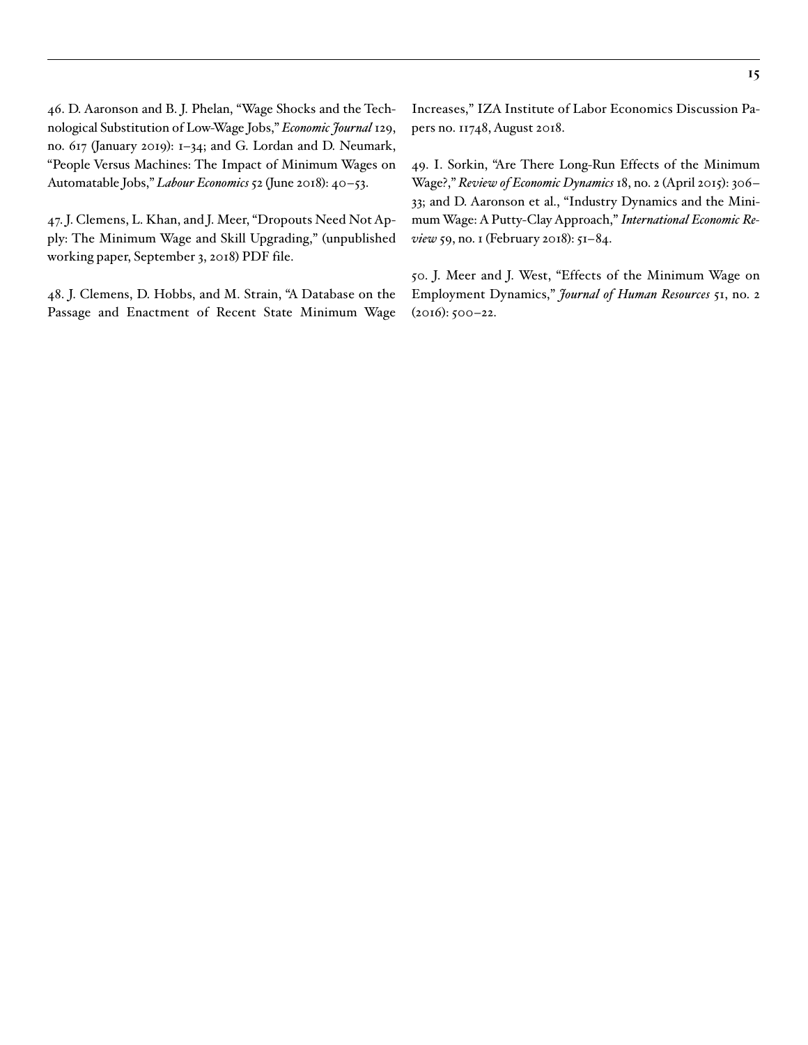46. D. Aaronson and B. J. Phelan, "Wage Shocks and the Technological Substitution of Low-Wage Jobs," *Economic Journal* 129, no. 617 (January 2019): 1–34; and G. Lordan and D. Neumark, "People Versus Machines: The Impact of Minimum Wages on Automatable Jobs," *Labour Economics* 52 (June 2018): 40–53.

47. J. Clemens, L. Khan, and J. Meer, "Dropouts Need Not Apply: The Minimum Wage and Skill Upgrading," (unpublished working paper, September 3, 2018) PDF file.

48. J. Clemens, D. Hobbs, and M. Strain, "A Database on the Passage and Enactment of Recent State Minimum Wage Increases," IZA Institute of Labor Economics Discussion Papers no. 11748, August 2018.

49. I. Sorkin, "Are There Long-Run Effects of the Minimum Wage?," *Review of Economic Dynamics* 18, no. 2 (April 2015): 306–33; and D. Aaronson et al., "Industry Dynamics and the Minimum Wage: A Putty-Clay Approach," *International Economic Review* 59, no. 1 (February 2018): 51–84.

50. J. Meer and J. West, "Effects of the Minimum Wage on Employment Dynamics," *Journal of Human Resources* 51, no. 2 (2016): 500–22.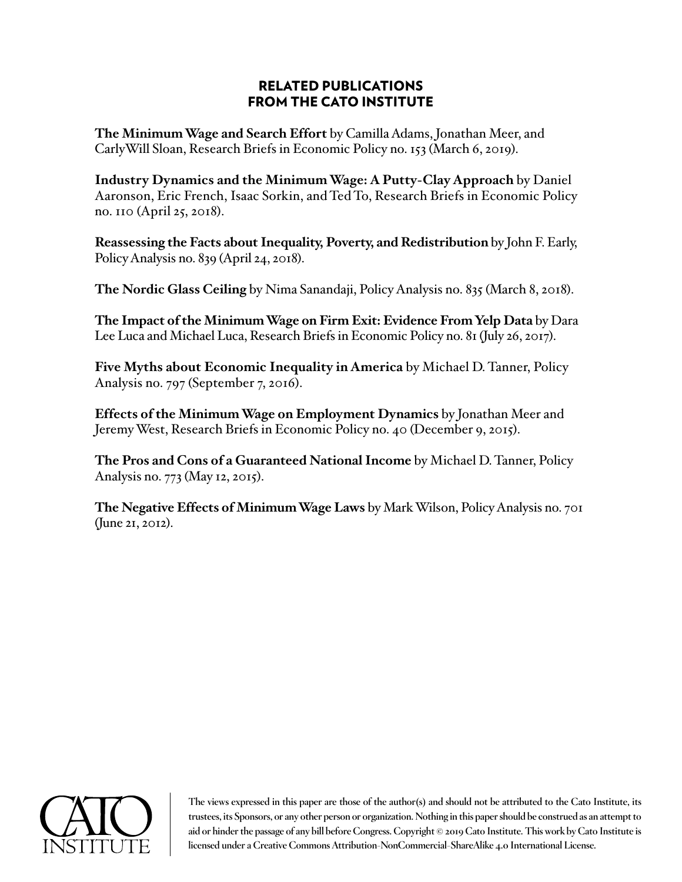## RELATED PUBLICATIONS FROM THE CATO INSTITUTE

**The Minimum Wage and Search Effort** by Camilla Adams, Jonathan Meer, and CarlyWill Sloan, Research Briefs in Economic Policy no. 153 (March 6, 2019).

**Industry Dynamics and the Minimum Wage: A Putty-Clay Approach** by Daniel Aaronson, Eric French, Isaac Sorkin, and Ted To, Research Briefs in Economic Policy no. 110 (April 25, 2018).

**Reassessing the Facts about Inequality, Poverty, and Redistribution** by John F. Early, Policy Analysis no. 839 (April 24, 2018).

**The Nordic Glass Ceiling** by Nima Sanandaji, Policy Analysis no. 835 (March 8, 2018).

**The Impact of the Minimum Wage on Firm Exit: Evidence From Yelp Data** by Dara Lee Luca and Michael Luca, Research Briefs in Economic Policy no. 81 (July 26, 2017).

**Five Myths about Economic Inequality in America** by Michael D. Tanner, Policy Analysis no. 797 (September 7, 2016).

**Effects of the Minimum Wage on Employment Dynamics** by Jonathan Meer and Jeremy West, Research Briefs in Economic Policy no. 40 (December 9, 2015).

**The Pros and Cons of a Guaranteed National Income** by Michael D. Tanner, Policy Analysis no. 773 (May 12, 2015).

**The Negative Effects of Minimum Wage Laws** by Mark Wilson, Policy Analysis no. 701 (June 21, 2012).

CATO INSTITUTE

The views expressed in this paper are those of the author(s) and should not be attributed to the Cato Institute, its trustees, its Sponsors, or any other person or organization. Nothing in this paper should be construed as an attempt to aid or hinder the passage of any bill before Congress. Copyright © 2019 Cato Institute. This work by Cato Institute is licensed under a Creative Commons Attribution-NonCommercial-ShareAlike 4.0 International License.